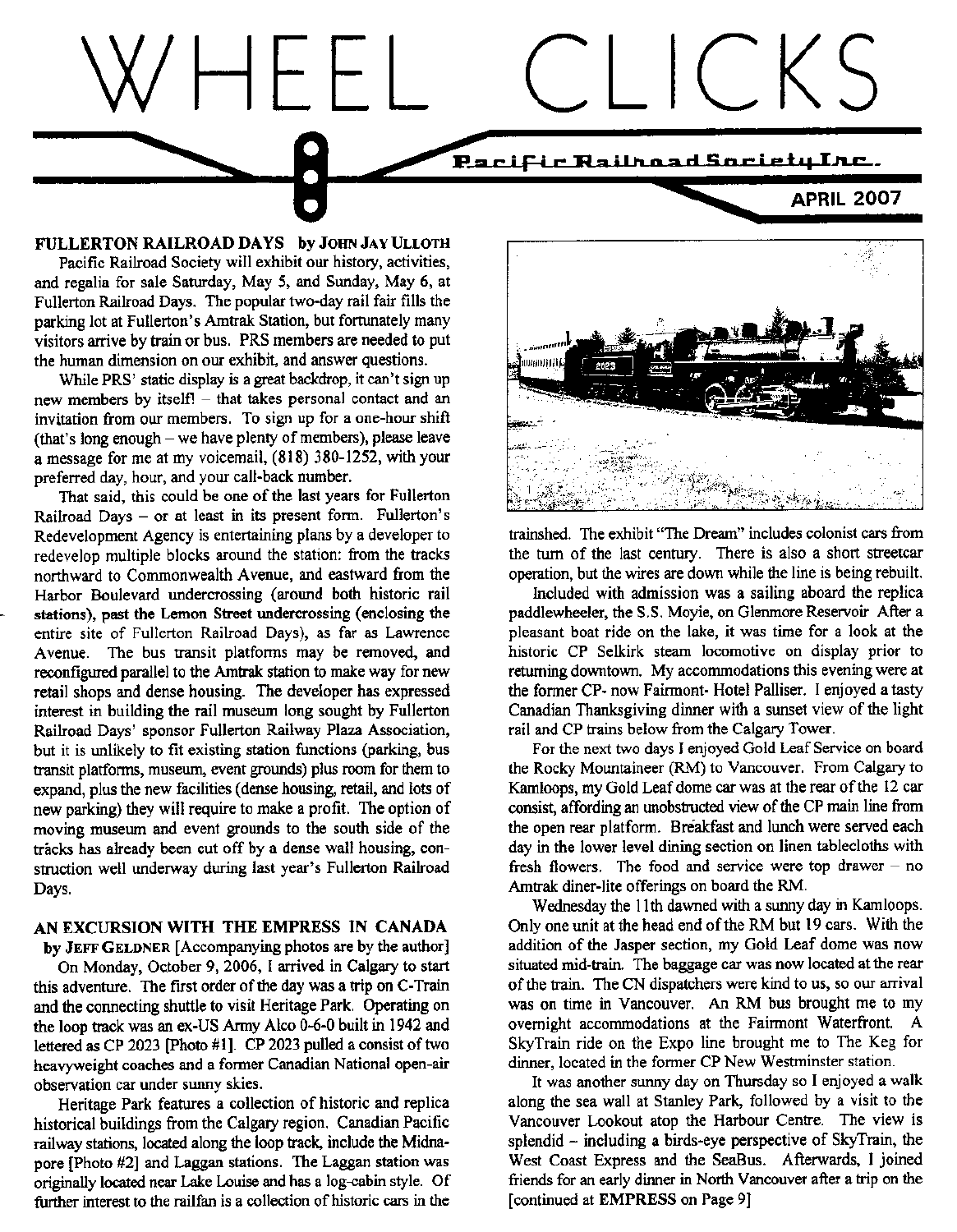# WHEEL CLICKS

Pacific Railroad Society Inc.

APRIL 2007

## FULLERTON RAILROAD DAYS by JOHN JAY ULLOTH

Pacific Railroad Society will exhibit our history, activities, and regalia for sale Saturday, May 5, and Sunday, May 6, at Fullerton Railroad Days. The popular two-day rail fair fills the parking lot at Fullerton's Amtrak Station, but fortunately many visitors arrive by train or bus. PRS members are needed to put the human dimension on our exhibit, and answer questions.

While PRS' static display is a great backdrop, it can't sign up new members by itself! – that takes personal contact and an invitation from our members. To sign up for a one-hour shift (that's long enough – we have plenty of members), please leave a message for me at my voicemail, (818) 380-1252, with your preferred day, hour, and your call-back number.

That said, this could be one of the last years for Fullerton Railroad Days – or at least in its present form. Fullerton's Redevelopment Agency is entertaining plans by a developer to redevelop multiple blocks around the station: from the tracks northward to Commonwealth Avenue, and eastward from the Harbor Boulevard undercrossing (around both historic rail stations), past the Lemon Street undercrossing (enclosing the entire site of Fullerton Railroad Days), as far as Lawrence Avenue. The bus transit platforms may be removed, and reconfigured parallel to the Amtrak station to make way for new retail shops and dense housing. The developer has expressed interest in building the rail museum long sought by Fullerton Railroad Days' sponsor Fullerton Railway Plaza Association, but it is unlikely to fit existing station functions (parking, bus transit platforms, museum, event grounds) plus room for them to expand, plus the new facilities (dense housing, retail, and lots of new parking) they will require to make a profit. The option of moving museum and event grounds to the south side of the tracks has already been cut off by a dense wall housing, construction well underway during last year's Fullerton Railroad Days.

## AN EXCURSION WITH THE EMPRESS IN CANADA

by JEFF GELDNER [Accompanying photos are by the author]

On Monday, October 9, 2006, I arrived in Calgary to start this adventure. The first order of the day was a trip on C-Train and the connecting shuttle to visit Heritage Park. Operating on the loop track was an ex-US Army Alco 0-6-0 built in 1942 and lettered as CP 2023 [Photo #1]. CP 2023 pulled a consist of two heavyweight coaches and a former Canadian National open-air observation car under sunny skies.

Heritage Park features a collection of historic and replica historical buildings from the Calgary region. Canadian Pacific railway stations, located along the loop track, include the Midnapore [Photo #2] and Laggan stations. The Laggan station was originally located near Lake Louise and has a log-cabin style. Of further interest to the railfan is a collection of historic cars in the trainshed. The exhibit "The Dream" includes colonist cars from the turn of the last century. There is also a short streetcar operation, but the wires are down while the line is being rebuilt.

Included with admission was a sailing aboard the replica paddlewheeler, the S.S. Moyie, on Glenmore Reservoir After a pleasant boat ride on the lake, it was time for a look at the historic CP Selkirk steam locomotive on display prior to returning downtown. My accommodations this evening were at the former CP- now Fairmont- Hotel Palliser. I enjoyed a tasty Canadian Thanksgiving dinner with a sunset view of the light rail and CP trains below from the Calgary Tower.

For the next two days I enjoyed Gold Leaf Service on board the Rocky Mountaineer (RM) to Vancouver. From Calgary to Kamloops, my Gold Leaf dome car was at the rear of the 12 car consist, affording an unobstructed view of the CP main line from the open rear platform. Breakfast and lunch were served each day in the lower level dining section on linen tablecloths with fresh flowers. The food and service were top drawer – no Amtrak diner-lite offerings on board the RM.

Wednesday the 11th dawned with a sunny day in Kamloops. Only one unit at the head end of the RM but 19 cars. With the addition of the Jasper section, my Gold Leaf dome was now situated mid-train. The baggage car was now located at the rear of the train. The CN dispatchers were kind to us, so our arrival was on time in Vancouver. An RM bus brought me to my overnight accommodations at the Fairmont Waterfront. A SkyTrain ride on the Expo line brought me to The Keg for dinner, located in the former CP New Westminster station.

It was another sunny day on Thursday so I enjoyed a walk along the sea wall at Stanley Park, followed by a visit to the Vancouver Lookout atop the Harbour Centre. The view is splendid – including a birds-eye perspective of SkyTrain, the West Coast Express and the SeaBus. Afterwards, I joined friends for an early dinner in North Vancouver after a trip on the [continued at EMPRESS on Page 9]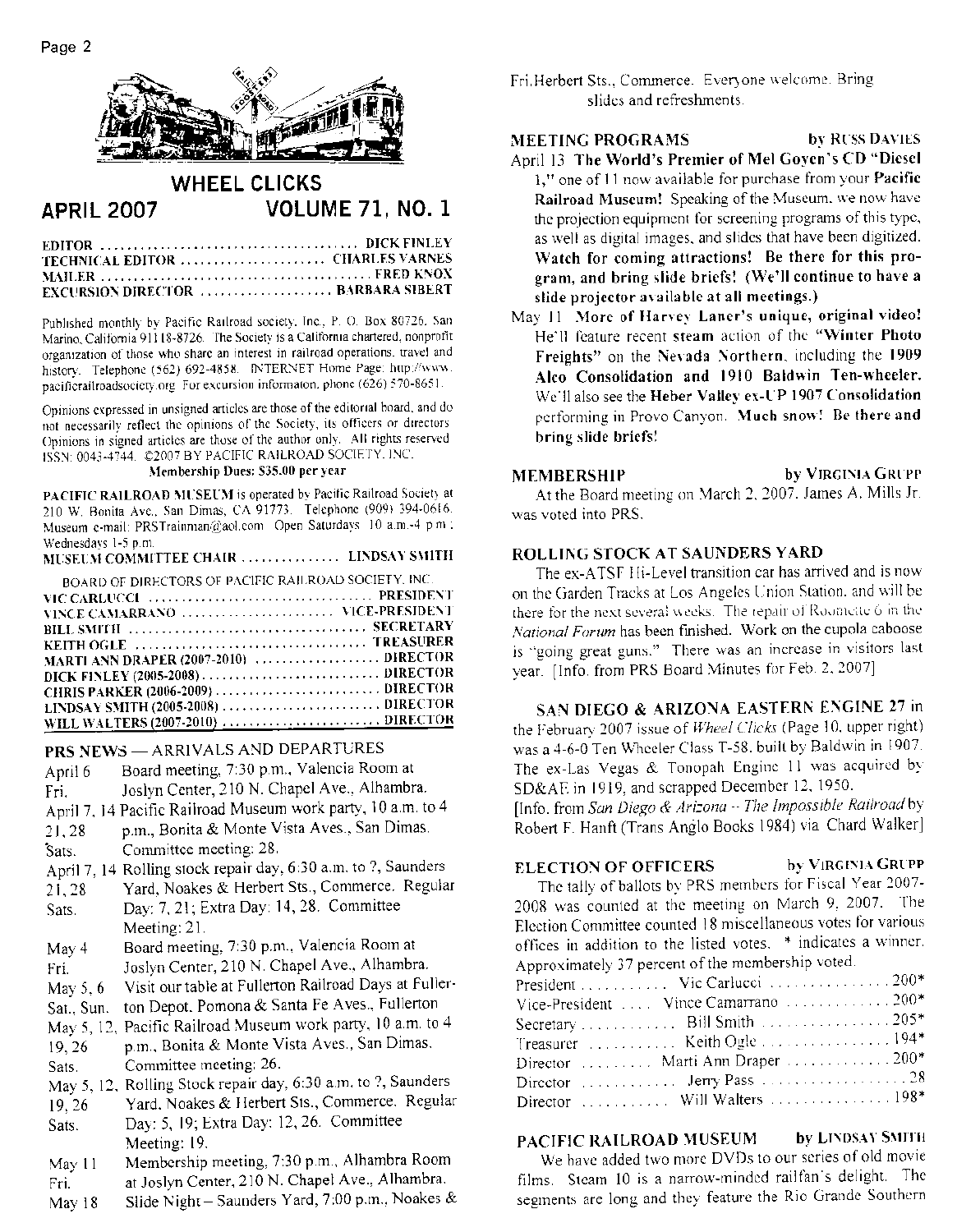# WHEEL CLICKS

## APRIL 2007 VOLUME 71, NO. 1

EDITOR .................................... DICK FINLEY
TECHNICAL EDITOR .................... CHARLES VARNES
MAILER ........................................ FRED KNOX
EXCURSION DIRECTOR .................... BARBARA SIBERT

Published monthly by Pacific Railroad society, Inc., P. O. Box 80726, San Marino, California 91118-8726. The Society is a California chartered, nonprofit organization of those who share an interest in railroad operations, travel and history. Telephone (562) 692-4858. INTERNET Home Page: http://www.pacificrailroadsociety.org For excursion information, phone (626) 570-8651.

Opinions expressed in unsigned articles are those of the editorial board, and do not necessarily reflect the opinions of the Society, its officers or directors. Opinions in signed articles are those of the author only. All rights reserved. ISSN: 0043-4744. ©2007 BY PACIFIC RAILROAD SOCIETY, INC.

**Membership Dues: $35.00 per year**

**PACIFIC RAILROAD MUSEUM** is operated by Pacific Railroad Society at 210 W. Bonita Ave., San Dimas, CA 91773. Telephone (909) 394-0616. Museum e-mail: PRSTrainman@aol.com Open Saturdays 10 a.m.-4 p.m.; Wednesdays 1-5 p.m.

MUSEUM COMMITTEE CHAIR .............. LINDSAY SMITH

BOARD OF DIRECTORS OF PACIFIC RAILROAD SOCIETY, INC.

VIC CARLUCCI .................................. PRESIDENT
VINCE CAMARRANO ...................... VICE-PRESIDENT
BILL SMITH .................................... SECRETARY
KEITH OGLE .................................... TREASURER
MARTI ANN DRAPER (2007-2010) .................... DIRECTOR
DICK FINLEY (2005-2008) ............................ DIRECTOR
CHRIS PARKER (2006-2009) .......................... DIRECTOR
LINDSAY SMITH (2005-2008) .......................... DIRECTOR
WILL WALTERS (2007-2010) .......................... DIRECTOR

## PRS NEWS — ARRIVALS AND DEPARTURES

| | |
|---|---|
| April 6 Fri. | Board meeting, 7:30 p.m., Valencia Room at Joslyn Center, 210 N. Chapel Ave., Alhambra. |
| April 7, 14 21, 28 Sats. | Pacific Railroad Museum work party, 10 a.m. to 4 p.m., Bonita & Monte Vista Aves., San Dimas. Committee meeting: 28. |
| April 7, 14 21, 28 Sats. | Rolling stock repair day, 6:30 a.m. to ?, Saunders Yard, Noakes & Herbert Sts., Commerce. Regular Day: 7, 21; Extra Day: 14, 28. Committee Meeting: 21. |
| May 4 Fri. | Board meeting, 7:30 p.m., Valencia Room at Joslyn Center, 210 N. Chapel Ave., Alhambra. |
| May 5, 6 Sat., Sun. | Visit our table at Fullerton Railroad Days at Fullerton Depot, Pomona & Santa Fe Aves., Fullerton |
| May 5, 12, 19, 26 Sats. | Pacific Railroad Museum work party, 10 a.m. to 4 p.m., Bonita & Monte Vista Aves., San Dimas. Committee meeting: 26. |
| May 5, 12, 19, 26 Sats. | Rolling Stock repair day, 6:30 a.m. to ?, Saunders Yard, Noakes & Herbert Sts., Commerce. Regular Day: 5, 19; Extra Day: 12, 26. Committee Meeting: 19. |
| May 11 Fri. | Membership meeting, 7:30 p.m., Alhambra Room at Joslyn Center, 210 N. Chapel Ave., Alhambra. |
| May 18 Fri. | Slide Night – Saunders Yard, 7:00 p.m., Noakes & Herbert Sts., Commerce. Everyone welcome. Bring slides and refreshments. |

## MEETING PROGRAMS — by RUSS DAVIES

April 13 **The World's Premier of Mel Goyen's CD "Diesel 1,"** one of 11 now available for purchase from your **Pacific Railroad Museum!** Speaking of the Museum, we now have the projection equipment for screening programs of this type, as well as digital images, and slides that have been digitized. **Watch for coming attractions! Be there for this program, and bring slide briefs! (We'll continue to have a slide projector available at all meetings.)**

May 11 **More of Harvey Laner's unique, original video!** He'll feature recent **steam** action of the **"Winter Photo Freights"** on the **Nevada Northern**, including the **1909 Alco Consolidation and 1910 Baldwin Ten-wheeler.** We'll also see the **Heber Valley ex-UP 1907 Consolidation** performing in Provo Canyon. **Much snow! Be there and bring slide briefs!**

## MEMBERSHIP — by VIRGINIA GRUPP

At the Board meeting on March 2, 2007, James A. Mills Jr. was voted into PRS.

## ROLLING STOCK AT SAUNDERS YARD

The ex-ATSF Hi-Level transition car has arrived and is now on the Garden Tracks at Los Angeles Union Station, and will be there for the next several weeks. The repair of Roomette 6 in the *National Forum* has been finished. Work on the cupola caboose is "going great guns." There was an increase in visitors last year. [Info. from PRS Board Minutes for Feb. 2, 2007]

## SAN DIEGO & ARIZONA EASTERN ENGINE 27

in the February 2007 issue of *Wheel Clicks* (Page 10, upper right) was a 4-6-0 Ten Wheeler Class T-58, built by Baldwin in 1907. The ex-Las Vegas & Tonopah Engine 11 was acquired by SD&AE in 1919, and scrapped December 12, 1950.
[Info. from *San Diego & Arizona -- The Impossible Railroad* by Robert F. Hanft (Trans Anglo Books 1984) via Chard Walker]

## ELECTION OF OFFICERS — by VIRGINIA GRUPP

The tally of ballots by PRS members for Fiscal Year 2007-2008 was counted at the meeting on March 9, 2007. The Election Committee counted 18 miscellaneous votes for various offices in addition to the listed votes. * indicates a winner. Approximately 37 percent of the membership voted.

| Office | Candidate | Votes |
|---|---|---|
| President | Vic Carlucci | 200* |
| Vice-President | Vince Camarrano | 200* |
| Secretary | Bill Smith | 205* |
| Treasurer | Keith Ogle | 194* |
| Director | Marti Ann Draper | 200* |
| Director | Jerry Pass | 28 |
| Director | Will Walters | 198* |

## PACIFIC RAILROAD MUSEUM — by LINDSAY SMITH

We have added two more DVDs to our series of old movie films. Steam 10 is a narrow-minded railfan's delight. The segments are long and they feature the Rio Grande Southern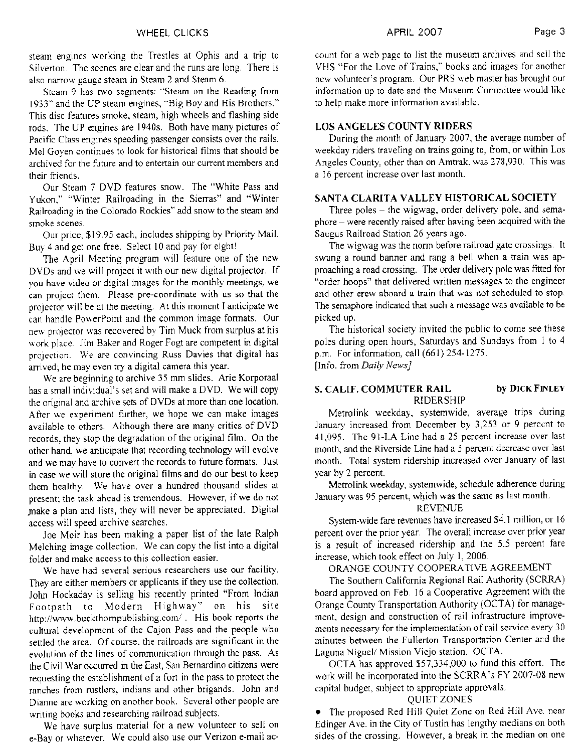steam engines working the Trestles at Ophis and a trip to Silverton. The scenes are clear and the runs are long. There is also narrow gauge steam in Steam 2 and Steam 6.

Steam 9 has two segments: "Steam on the Reading from 1933" and the UP steam engines, "Big Boy and His Brothers." This disc features smoke, steam, high wheels and flashing side rods. The UP engines are 1940s. Both have many pictures of Pacific Class engines speeding passenger consists over the rails. Mel Goyen continues to look for historical films that should be archived for the future and to entertain our current members and their friends.

Our Steam 7 DVD features snow. The "White Pass and Yukon," "Winter Railroading in the Sierras" and "Winter Railroading in the Colorado Rockies" add snow to the steam and smoke scenes.

Our price, $19.95 each, includes shipping by Priority Mail. Buy 4 and get one free. Select 10 and pay for eight!

The April Meeting program will feature one of the new DVDs and we will project it with our new digital projector. If you have video or digital images for the monthly meetings, we can project them. Please pre-coordinate with us so that the projector will be at the meeting. At this moment I anticipate we can handle PowerPoint and the common image formats. Our new projector was recovered by Tim Muck from surplus at his work place. Jim Baker and Roger Fogt are competent in digital projection. We are convincing Russ Davies that digital has arrived; he may even try a digital camera this year.

We are beginning to archive 35 mm slides. Arie Korporaal has a small individual's set and will make a DVD. We will copy the original and archive sets of DVDs at more than one location. After we experiment further, we hope we can make images available to others. Although there are many critics of DVD records, they stop the degradation of the original film. On the other hand, we anticipate that recording technology will evolve and we may have to convert the records to future formats. Just in case we will store the original films and do our best to keep them healthy. We have over a hundred thousand slides at present; the task ahead is tremendous. However, if we do not make a plan and lists, they will never be appreciated. Digital access will speed archive searches.

Joe Moir has been making a paper list of the late Ralph Melching image collection. We can copy the list into a digital folder and make access to this collection easier.

We have had several serious researchers use our facility. They are either members or applicants if they use the collection. John Hockaday is selling his recently printed "From Indian Footpath to Modern Highway" on his site http://www.buckthornpublishing.com/ . His book reports the cultural development of the Cajon Pass and the people who settled the area. Of course, the railroads are significant in the evolution of the lines of communication through the pass. As the Civil War occurred in the East, San Bernardino citizens were requesting the establishment of a fort in the pass to protect the ranches from rustlers, indians and other brigands. John and Dianne are working on another book. Several other people are writing books and researching railroad subjects.

We have surplus material for a new volunteer to sell on e-Bay or whatever. We could also use our Verizon e-mail account for a web page to list the museum archives and sell the VHS "For the Love of Trains," books and images for another new volunteer's program. Our PRS web master has brought our information up to date and the Museum Committee would like to help make more information available.

## LOS ANGELES COUNTY RIDERS

During the month of January 2007, the average number of weekday riders traveling on trains going to, from, or within Los Angeles County, other than on Amtrak, was 278,930. This was a 16 percent increase over last month.

## SANTA CLARITA VALLEY HISTORICAL SOCIETY

Three poles – the wigwag, order delivery pole, and semaphore – were recently raised after having been acquired with the Saugus Railroad Station 26 years ago.

The wigwag was the norm before railroad gate crossings. It swung a round banner and rang a bell when a train was approaching a road crossing. The order delivery pole was fitted for "order hoops" that delivered written messages to the engineer and other crew aboard a train that was not scheduled to stop. The semaphore indicated that such a message was available to be picked up.

The historical society invited the public to come see these poles during open hours, Saturdays and Sundays from 1 to 4 p.m. For information, call (661) 254-1275.
[Info. from *Daily News*]

## S. CALIF. COMMUTER RAIL — by DICK FINLEY

### RIDERSHIP

Metrolink weekday, systemwide, average trips during January increased from December by 3,253 or 9 percent to 41,095. The 91-LA Line had a 25 percent increase over last month, and the Riverside Line had a 5 percent decrease over last month. Total system ridership increased over January of last year by 2 percent.

Metrolink weekday, systemwide, schedule adherence during January was 95 percent, which was the same as last month.

### REVENUE

System-wide fare revenues have increased $4.1 million, or 16 percent over the prior year. The overall increase over prior year is a result of increased ridership and the 5.5 percent fare increase, which took effect on July 1, 2006.

### ORANGE COUNTY COOPERATIVE AGREEMENT

The Southern California Regional Rail Authority (SCRRA) board approved on Feb. 16 a Cooperative Agreement with the Orange County Transportation Authority (OCTA) for management, design and construction of rail infrastructure improvements necessary for the implementation of rail service every 30 minutes between the Fullerton Transportation Center and the Laguna Niguel/ Mission Viejo station. OCTA.

OCTA has approved $57,334,000 to fund this effort. The work will be incorporated into the SCRRA's FY 2007-08 new capital budget, subject to appropriate approvals.

### QUIET ZONES

- The proposed Red Hill Quiet Zone on Red Hill Ave. near Edinger Ave. in the City of Tustin has lengthy medians on both sides of the crossing. However, a break in the median on one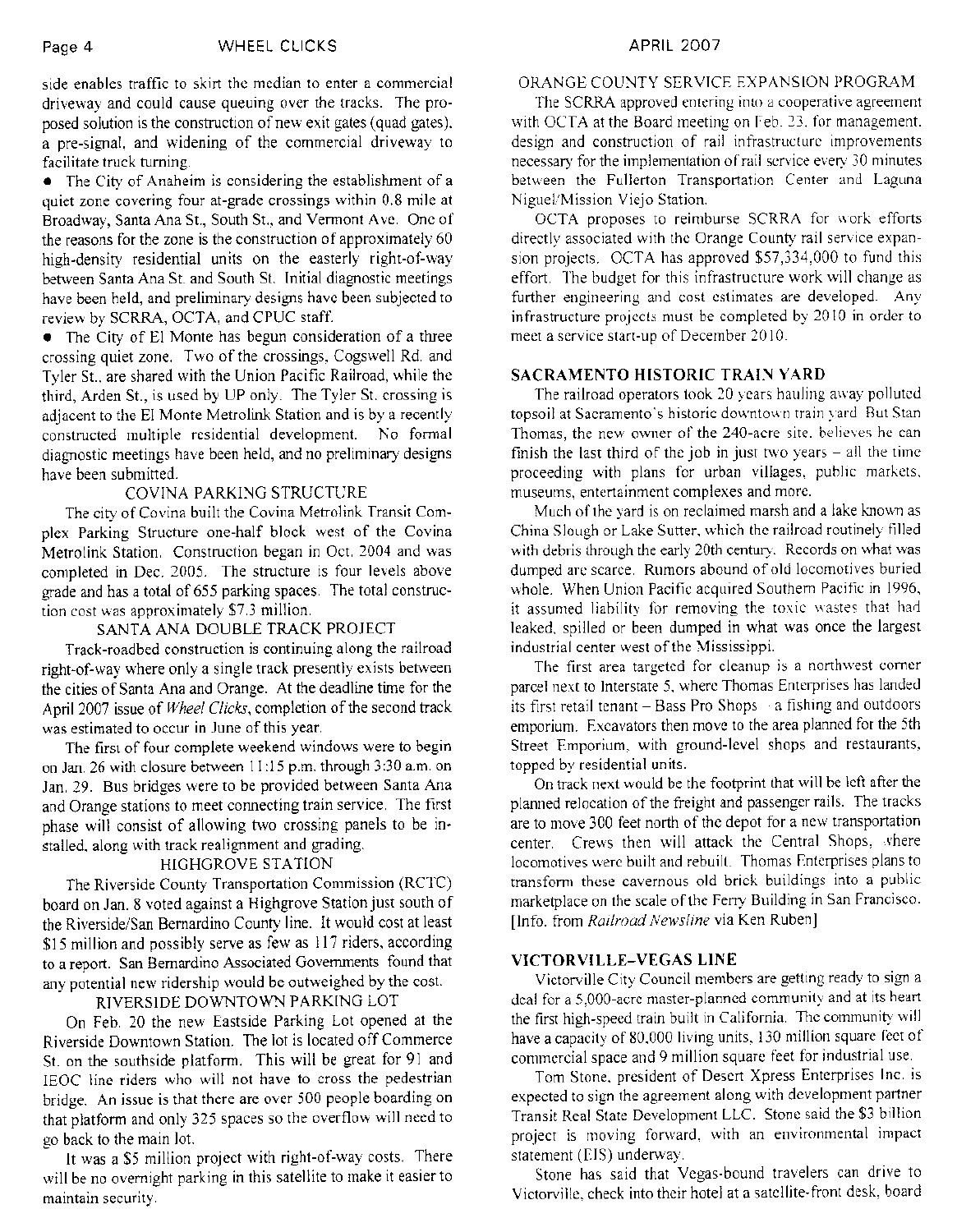side enables traffic to skirt the median to enter a commercial driveway and could cause queuing over the tracks. The proposed solution is the construction of new exit gates (quad gates), a pre-signal, and widening of the commercial driveway to facilitate truck turning.

- The City of Anaheim is considering the establishment of a quiet zone covering four at-grade crossings within 0.8 mile at Broadway, Santa Ana St., South St., and Vermont Ave. One of the reasons for the zone is the construction of approximately 60 high-density residential units on the easterly right-of-way between Santa Ana St. and South St. Initial diagnostic meetings have been held, and preliminary designs have been subjected to review by SCRRA, OCTA, and CPUC staff.
- The City of El Monte has begun consideration of a three crossing quiet zone. Two of the crossings, Cogswell Rd. and Tyler St., are shared with the Union Pacific Railroad, while the third, Arden St., is used by UP only. The Tyler St. crossing is adjacent to the El Monte Metrolink Station and is by a recently constructed multiple residential development. No formal diagnostic meetings have been held, and no preliminary designs have been submitted.

### COVINA PARKING STRUCTURE

The city of Covina built the Covina Metrolink Transit Complex Parking Structure one-half block west of the Covina Metrolink Station. Construction began in Oct. 2004 and was completed in Dec. 2005. The structure is four levels above grade and has a total of 655 parking spaces. The total construction cost was approximately $7.3 million.

### SANTA ANA DOUBLE TRACK PROJECT

Track-roadbed construction is continuing along the railroad right-of-way where only a single track presently exists between the cities of Santa Ana and Orange. At the deadline time for the April 2007 issue of *Wheel Clicks*, completion of the second track was estimated to occur in June of this year.

The first of four complete weekend windows were to begin on Jan. 26 with closure between 11:15 p.m. through 3:30 a.m. on Jan. 29. Bus bridges were to be provided between Santa Ana and Orange stations to meet connecting train service. The first phase will consist of allowing two crossing panels to be installed, along with track realignment and grading.

### HIGHGROVE STATION

The Riverside County Transportation Commission (RCTC) board on Jan. 8 voted against a Highgrove Station just south of the Riverside/San Bernardino County line. It would cost at least $15 million and possibly serve as few as 117 riders, according to a report. San Bernardino Associated Governments found that any potential new ridership would be outweighed by the cost.

### RIVERSIDE DOWNTOWN PARKING LOT

On Feb. 20 the new Eastside Parking Lot opened at the Riverside Downtown Station. The lot is located off Commerce St. on the southside platform. This will be great for 91 and IEOC line riders who will not have to cross the pedestrian bridge. An issue is that there are over 500 people boarding on that platform and only 325 spaces so the overflow will need to go back to the main lot.

It was a $5 million project with right-of-way costs. There will be no overnight parking in this satellite to make it easier to maintain security.

### ORANGE COUNTY SERVICE EXPANSION PROGRAM

The SCRRA approved entering into a cooperative agreement with OCTA at the Board meeting on Feb. 23, for management, design and construction of rail infrastructure improvements necessary for the implementation of rail service every 30 minutes between the Fullerton Transportation Center and Laguna Niguel/Mission Viejo Station.

OCTA proposes to reimburse SCRRA for work efforts directly associated with the Orange County rail service expansion projects. OCTA has approved $57,334,000 to fund this effort. The budget for this infrastructure work will change as further engineering and cost estimates are developed. Any infrastructure projects must be completed by 2010 in order to meet a service start-up of December 2010.

### SACRAMENTO HISTORIC TRAIN YARD

The railroad operators took 20 years hauling away polluted topsoil at Sacramento's historic downtown train yard. But Stan Thomas, the new owner of the 240-acre site, believes he can finish the last third of the job in just two years – all the time proceeding with plans for urban villages, public markets, museums, entertainment complexes and more.

Much of the yard is on reclaimed marsh and a lake known as China Slough or Lake Sutter, which the railroad routinely filled with debris through the early 20th century. Records on what was dumped are scarce. Rumors abound of old locomotives buried whole. When Union Pacific acquired Southern Pacific in 1996, it assumed liability for removing the toxic wastes that had leaked, spilled or been dumped in what was once the largest industrial center west of the Mississippi.

The first area targeted for cleanup is a northwest corner parcel next to Interstate 5, where Thomas Enterprises has landed its first retail tenant – Bass Pro Shops – a fishing and outdoors emporium. Excavators then move to the area planned for the 5th Street Emporium, with ground-level shops and restaurants, topped by residential units.

On track next would be the footprint that will be left after the planned relocation of the freight and passenger rails. The tracks are to move 300 feet north of the depot for a new transportation center. Crews then will attack the Central Shops, where locomotives were built and rebuilt. Thomas Enterprises plans to transform these cavernous old brick buildings into a public marketplace on the scale of the Ferry Building in San Francisco. [Info. from *Railroad Newsline* via Ken Ruben]

### VICTORVILLE–VEGAS LINE

Victorville City Council members are getting ready to sign a deal for a 5,000-acre master-planned community and at its heart the first high-speed train built in California. The community will have a capacity of 80,000 living units, 130 million square feet of commercial space and 9 million square feet for industrial use.

Tom Stone, president of Desert Xpress Enterprises Inc. is expected to sign the agreement along with development partner Transit Real State Development LLC. Stone said the $3 billion project is moving forward, with an environmental impact statement (EIS) underway.

Stone has said that Vegas-bound travelers can drive to Victorville, check into their hotel at a satellite-front desk, board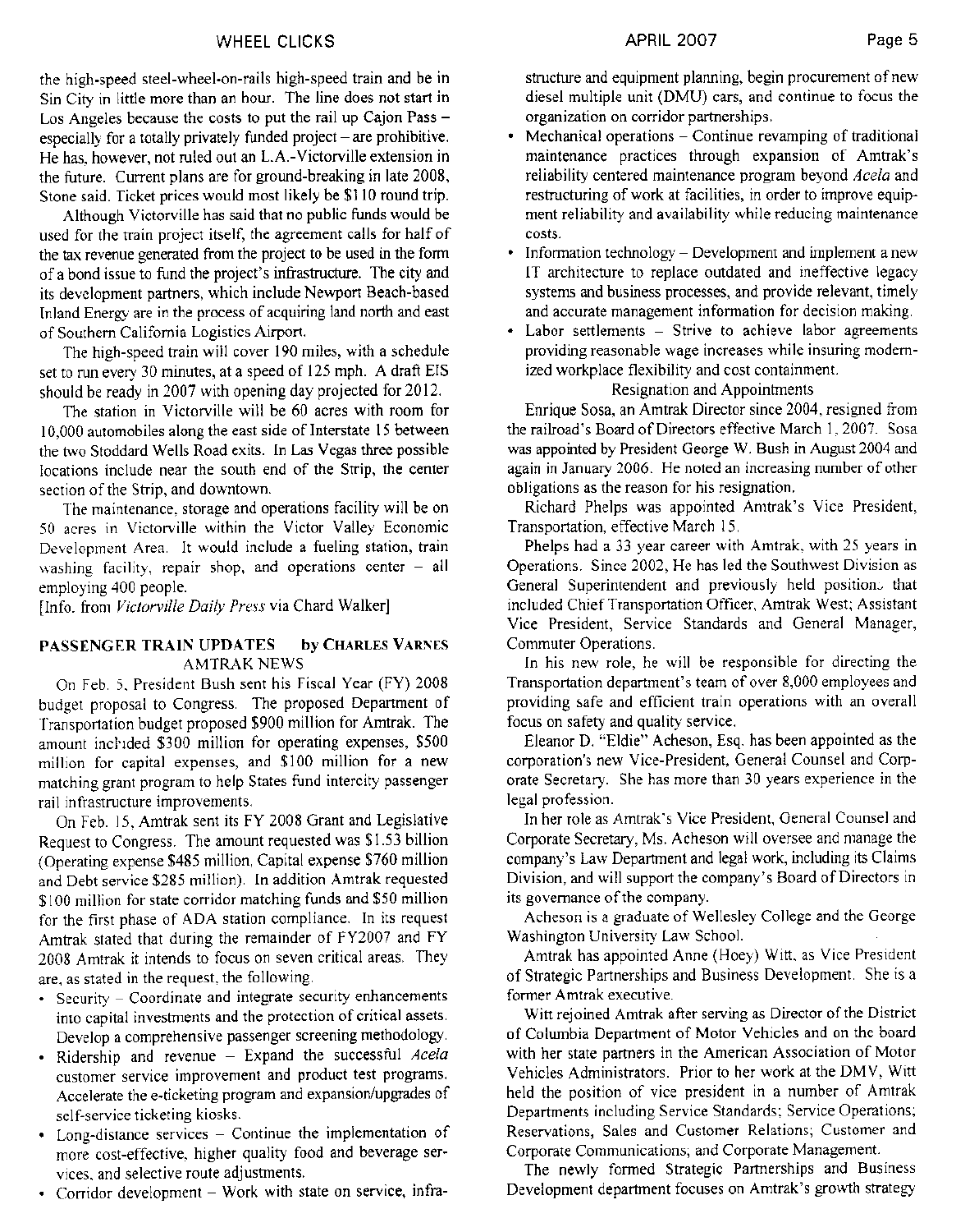the high-speed steel-wheel-on-rails high-speed train and be in Sin City in little more than an hour. The line does not start in Los Angeles because the costs to put the rail up Cajon Pass – especially for a totally privately funded project – are prohibitive. He has, however, not ruled out an L.A.-Victorville extension in the future. Current plans are for ground-breaking in late 2008, Stone said. Ticket prices would most likely be $110 round trip.

Although Victorville has said that no public funds would be used for the train project itself, the agreement calls for half of the tax revenue generated from the project to be used in the form of a bond issue to fund the project's infrastructure. The city and its development partners, which include Newport Beach-based Inland Energy are in the process of acquiring land north and east of Southern California Logistics Airport.

The high-speed train will cover 190 miles, with a schedule set to run every 30 minutes, at a speed of 125 mph. A draft EIS should be ready in 2007 with opening day projected for 2012.

The station in Victorville will be 60 acres with room for 10,000 automobiles along the east side of Interstate 15 between the two Stoddard Wells Road exits. In Las Vegas three possible locations include near the south end of the Strip, the center section of the Strip, and downtown.

The maintenance, storage and operations facility will be on 50 acres in Victorville within the Victor Valley Economic Development Area. It would include a fueling station, train washing facility, repair shop, and operations center – all employing 400 people.

[Info. from *Victorville Daily Press* via Chard Walker]

## PASSENGER TRAIN UPDATES by CHARLES VARNES

### AMTRAK NEWS

On Feb. 5, President Bush sent his Fiscal Year (FY) 2008 budget proposal to Congress. The proposed Department of Transportation budget proposed $900 million for Amtrak. The amount included $300 million for operating expenses, $500 million for capital expenses, and $100 million for a new matching grant program to help States fund intercity passenger rail infrastructure improvements.

On Feb. 15, Amtrak sent its FY 2008 Grant and Legislative Request to Congress. The amount requested was $1.53 billion (Operating expense $485 million, Capital expense $760 million and Debt service $285 million). In addition Amtrak requested $100 million for state corridor matching funds and $50 million for the first phase of ADA station compliance. In its request Amtrak stated that during the remainder of FY2007 and FY 2008 Amtrak it intends to focus on seven critical areas. They are, as stated in the request, the following.

- Security – Coordinate and integrate security enhancements into capital investments and the protection of critical assets. Develop a comprehensive passenger screening methodology.
- Ridership and revenue – Expand the successful *Acela* customer service improvement and product test programs. Accelerate the e-ticketing program and expansion/upgrades of self-service ticketing kiosks.
- Long-distance services – Continue the implementation of more cost-effective, higher quality food and beverage services, and selective route adjustments.
- Corridor development – Work with state on service, infrastructure and equipment planning, begin procurement of new diesel multiple unit (DMU) cars, and continue to focus the organization on corridor partnerships.
- Mechanical operations – Continue revamping of traditional maintenance practices through expansion of Amtrak's reliability centered maintenance program beyond *Acela* and restructuring of work at facilities, in order to improve equipment reliability and availability while reducing maintenance costs.
- Information technology – Development and implement a new IT architecture to replace outdated and ineffective legacy systems and business processes, and provide relevant, timely and accurate management information for decision making.
- Labor settlements – Strive to achieve labor agreements providing reasonable wage increases while insuring modernized workplace flexibility and cost containment.

### Resignation and Appointments

Enrique Sosa, an Amtrak Director since 2004, resigned from the railroad's Board of Directors effective March 1, 2007. Sosa was appointed by President George W. Bush in August 2004 and again in January 2006. He noted an increasing number of other obligations as the reason for his resignation.

Richard Phelps was appointed Amtrak's Vice President, Transportation, effective March 15.

Phelps had a 33 year career with Amtrak, with 25 years in Operations. Since 2002, He has led the Southwest Division as General Superintendent and previously held positions that included Chief Transportation Officer, Amtrak West; Assistant Vice President, Service Standards and General Manager, Commuter Operations.

In his new role, he will be responsible for directing the Transportation department's team of over 8,000 employees and providing safe and efficient train operations with an overall focus on safety and quality service.

Eleanor D. "Eldie" Acheson, Esq. has been appointed as the corporation's new Vice-President, General Counsel and Corporate Secretary. She has more than 30 years experience in the legal profession.

In her role as Amtrak's Vice President, General Counsel and Corporate Secretary, Ms. Acheson will oversee and manage the company's Law Department and legal work, including its Claims Division, and will support the company's Board of Directors in its governance of the company.

Acheson is a graduate of Wellesley College and the George Washington University Law School.

Amtrak has appointed Anne (Hoey) Witt, as Vice President of Strategic Partnerships and Business Development. She is a former Amtrak executive.

Witt rejoined Amtrak after serving as Director of the District of Columbia Department of Motor Vehicles and on the board with her state partners in the American Association of Motor Vehicles Administrators. Prior to her work at the DMV, Witt held the position of vice president in a number of Amtrak Departments including Service Standards; Service Operations; Reservations, Sales and Customer Relations; Customer and Corporate Communications; and Corporate Management.

The newly formed Strategic Partnerships and Business Development department focuses on Amtrak's growth strategy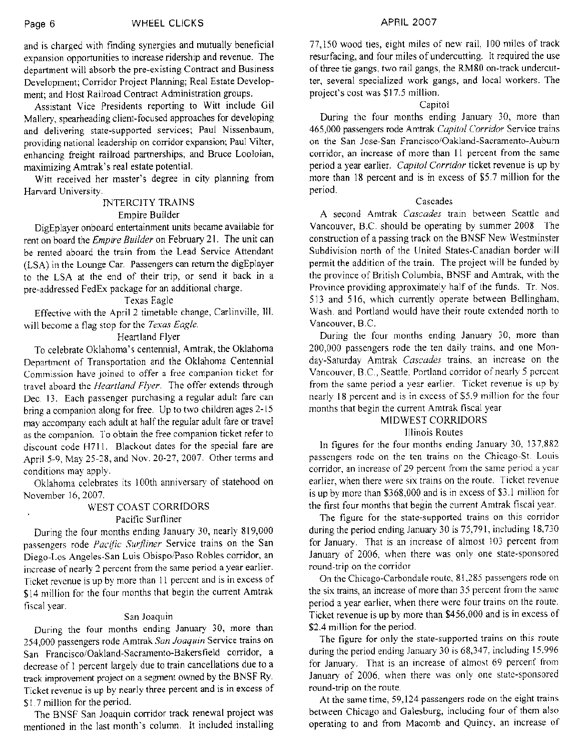and is charged with finding synergies and mutually beneficial expansion opportunities to increase ridership and revenue. The department will absorb the pre-existing Contract and Business Development; Corridor Project Planning; Real Estate Development; and Host Railroad Contract Administration groups.

Assistant Vice Presidents reporting to Witt include Gil Mallery, spearheading client-focused approaches for developing and delivering state-supported services; Paul Nissenbaum, providing national leadership on corridor expansion; Paul Vilter, enhancing freight railroad partnerships; and Bruce Looloian, maximizing Amtrak's real estate potential.

Witt received her master's degree in city planning from Harvard University.

## INTERCITY TRAINS

### Empire Builder

DigEplayer onboard entertainment units became available for rent on board the *Empire Builder* on February 21. The unit can be rented aboard the train from the Lead Service Attendant (LSA) in the Lounge Car. Passengers can return the digEplayer to the LSA at the end of their trip, or send it back in a pre-addressed FedEx package for an additional charge.

### Texas Eagle

Effective with the April 2 timetable change, Carlinville, Ill. will become a flag stop for the *Texas Eagle*.

### Heartland Flyer

To celebrate Oklahoma's centennial, Amtrak, the Oklahoma Department of Transportation and the Oklahoma Centennial Commission have joined to offer a free companion ticket for travel aboard the *Heartland Flyer*. The offer extends through Dec. 13. Each passenger purchasing a regular adult fare can bring a companion along for free. Up to two children ages 2-15 may accompany each adult at half the regular adult fare or travel as the companion. To obtain the free companion ticket refer to discount code H711. Blackout dates for the special fare are April 5-9, May 25-28, and Nov. 20-27, 2007. Other terms and conditions may apply.

Oklahoma celebrates its 100th anniversary of statehood on November 16, 2007.

## WEST COAST CORRIDORS

### Pacific Surfliner

During the four months ending January 30, nearly 819,000 passengers rode *Pacific Surfliner* Service trains on the San Diego-Los Angeles-San Luis Obispo/Paso Robles corridor, an increase of nearly 2 percent from the same period a year earlier. Ticket revenue is up by more than 11 percent and is in excess of $14 million for the four months that begin the current Amtrak fiscal year.

### San Joaquin

During the four months ending January 30, more than 254,000 passengers rode Amtrak *San Joaquin* Service trains on San Francisco/Oakland-Sacramento-Bakersfield corridor, a decrease of 1 percent largely due to train cancellations due to a track improvement project on a segment owned by the BNSF Ry. Ticket revenue is up by nearly three percent and is in excess of $1.7 million for the period.

The BNSF San Joaquin corridor track renewal project was mentioned in the last month's column. It included installing 77,150 wood ties, eight miles of new rail, 100 miles of track resurfacing, and four miles of undercutting. It required the use of three tie gangs, two rail gangs, the RM80 on-track undercutter, several specialized work gangs, and local workers. The project's cost was $17.5 million.

### Capitol

During the four months ending January 30, more than 465,000 passengers rode Amtrak *Capitol Corridor* Service trains on the San Jose-San Francisco/Oakland-Sacramento-Auburn corridor, an increase of more than 11 percent from the same period a year earlier. *Capitol Corridor* ticket revenue is up by more than 18 percent and is in excess of $5.7 million for the period.

### Cascades

A second Amtrak *Cascades* train between Seattle and Vancouver, B.C. should be operating by summer 2008. The construction of a passing track on the BNSF New Westminster Subdivision north of the United States-Canadian border will permit the addition of the train. The project will be funded by the province of British Columbia, BNSF and Amtrak, with the Province providing approximately half of the funds. Tr. Nos. 513 and 516, which currently operate between Bellingham, Wash. and Portland would have their route extended north to Vancouver, B.C.

During the four months ending January 30, more than 200,000 passengers rode the ten daily trains, and one Monday-Saturday Amtrak *Cascades* trains, an increase on the Vancouver, B.C., Seattle, Portland corridor of nearly 5 percent from the same period a year earlier. Ticket revenue is up by nearly 18 percent and is in excess of $5.9 million for the four months that begin the current Amtrak fiscal year

## MIDWEST CORRIDORS

### Illinois Routes

In figures for the four months ending January 30, 137,882 passengers rode on the ten trains on the Chicago-St. Louis corridor, an increase of 29 percent from the same period a year earlier, when there were six trains on the route. Ticket revenue is up by more than $368,000 and is in excess of $3.1 million for the first four months that begin the current Amtrak fiscal year.

The figure for the state-supported trains on this corridor during the period ending January 30 is 75,791, including 18,730 for January. That is an increase of almost 103 percent from January of 2006, when there was only one state-sponsored round-trip on the corridor

On the Chicago-Carbondale route, 81,285 passengers rode on the six trains, an increase of more than 35 percent from the same period a year earlier, when there were four trains on the route. Ticket revenue is up by more than $456,000 and is in excess of $2.4 million for the period.

The figure for only the state-supported trains on this route during the period ending January 30 is 68,347, including 15,996 for January. That is an increase of almost 69 percent from January of 2006, when there was only one state-sponsored round-trip on the route.

At the same time, 59,124 passengers rode on the eight trains between Chicago and Galesburg, including four of them also operating to and from Macomb and Quincy, an increase of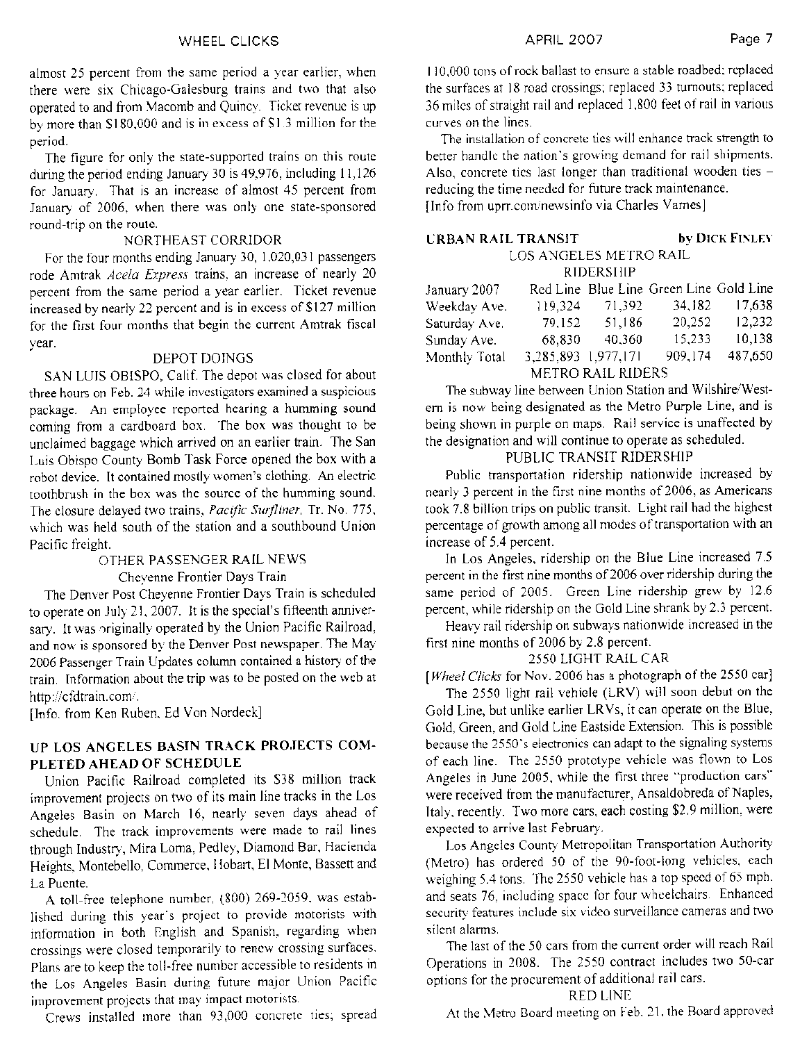almost 25 percent from the same period a year earlier, when there were six Chicago-Galesburg trains and two that also operated to and from Macomb and Quincy. Ticket revenue is up by more than $180,000 and is in excess of $1.3 million for the period.

The figure for only the state-supported trains on this route during the period ending January 30 is 49,976, including 11,126 for January. That is an increase of almost 45 percent from January of 2006, when there was only one state-sponsored round-trip on the route.

### NORTHEAST CORRIDOR

For the four months ending January 30, 1,020,031 passengers rode Amtrak *Acela Express* trains, an increase of nearly 20 percent from the same period a year earlier. Ticket revenue increased by nearly 22 percent and is in excess of $127 million for the first four months that begin the current Amtrak fiscal year.

### DEPOT DOINGS

SAN LUIS OBISPO, Calif. The depot was closed for about three hours on Feb. 24 while investigators examined a suspicious package. An employee reported hearing a humming sound coming from a cardboard box. The box was thought to be unclaimed baggage which arrived on an earlier train. The San Luis Obispo County Bomb Task Force opened the box with a robot device. It contained mostly women's clothing. An electric toothbrush in the box was the source of the humming sound. The closure delayed two trains, *Pacific Surfliner*, Tr. No. 775, which was held south of the station and a southbound Union Pacific freight.

### OTHER PASSENGER RAIL NEWS

#### Cheyenne Frontier Days Train

The Denver Post Cheyenne Frontier Days Train is scheduled to operate on July 21, 2007. It is the special's fifteenth anniversary. It was originally operated by the Union Pacific Railroad, and now is sponsored by the Denver Post newspaper. The May 2006 Passenger Train Updates column contained a history of the train. Information about the trip was to be posted on the web at http://cfdtrain.com/.

[Info. from Ken Ruben, Ed Von Nordeck]

## UP LOS ANGELES BASIN TRACK PROJECTS COMPLETED AHEAD OF SCHEDULE

Union Pacific Railroad completed its $38 million track improvement projects on two of its main line tracks in the Los Angeles Basin on March 16, nearly seven days ahead of schedule. The track improvements were made to rail lines through Industry, Mira Loma, Pedley, Diamond Bar, Hacienda Heights, Montebello, Commerce, Hobart, El Monte, Bassett and La Puente.

A toll-free telephone number, (800) 269-2059, was established during this year's project to provide motorists with information in both English and Spanish, regarding when crossings were closed temporarily to renew crossing surfaces. Plans are to keep the toll-free number accessible to residents in the Los Angeles Basin during future major Union Pacific improvement projects that may impact motorists.

Crews installed more than 93,000 concrete ties; spread 110,000 tons of rock ballast to ensure a stable roadbed; replaced the surfaces at 18 road crossings; replaced 33 turnouts; replaced 36 miles of straight rail and replaced 1,800 feet of rail in various curves on the lines.

The installation of concrete ties will enhance track strength to better handle the nation's growing demand for rail shipments. Also, concrete ties last longer than traditional wooden ties – reducing the time needed for future track maintenance.

[Info from uprr.com/newsinfo via Charles Varnes]

## URBAN RAIL TRANSIT — by DICK FINLEY

### LOS ANGELES METRO RAIL RIDERSHIP

| January 2007 | Red Line | Blue Line | Green Line | Gold Line |
|---|---|---|---|---|
| Weekday Ave. | 119,324 | 71,392 | 34,182 | 17,638 |
| Saturday Ave. | 79,152 | 51,186 | 20,252 | 12,232 |
| Sunday Ave. | 68,830 | 40,360 | 15,233 | 10,138 |
| Monthly Total | 3,285,893 | 1,977,171 | 909,174 | 487,650 |

### METRO RAIL RIDERS

The subway line between Union Station and Wilshire/Western is now being designated as the Metro Purple Line, and is being shown in purple on maps. Rail service is unaffected by the designation and will continue to operate as scheduled.

### PUBLIC TRANSIT RIDERSHIP

Public transportation ridership nationwide increased by nearly 3 percent in the first nine months of 2006, as Americans took 7.8 billion trips on public transit. Light rail had the highest percentage of growth among all modes of transportation with an increase of 5.4 percent.

In Los Angeles, ridership on the Blue Line increased 7.5 percent in the first nine months of 2006 over ridership during the same period of 2005. Green Line ridership grew by 12.6 percent, while ridership on the Gold Line shrank by 2.3 percent.

Heavy rail ridership on subways nationwide increased in the first nine months of 2006 by 2.8 percent.

### 2550 LIGHT RAIL CAR

[*Wheel Clicks* for Nov. 2006 has a photograph of the 2550 car]

The 2550 light rail vehicle (LRV) will soon debut on the Gold Line, but unlike earlier LRVs, it can operate on the Blue, Gold, Green, and Gold Line Eastside Extension. This is possible because the 2550's electronics can adapt to the signaling systems of each line. The 2550 prototype vehicle was flown to Los Angeles in June 2005, while the first three "production cars" were received from the manufacturer, Ansaldobreda of Naples, Italy, recently. Two more cars, each costing $2.9 million, were expected to arrive last February.

Los Angeles County Metropolitan Transportation Authority (Metro) has ordered 50 of the 90-foot-long vehicles, each weighing 5.4 tons. The 2550 vehicle has a top speed of 65 mph, and seats 76, including space for four wheelchairs. Enhanced security features include six video surveillance cameras and two silent alarms.

The last of the 50 cars from the current order will reach Rail Operations in 2008. The 2550 contract includes two 50-car options for the procurement of additional rail cars.

### RED LINE

At the Metro Board meeting on Feb. 21, the Board approved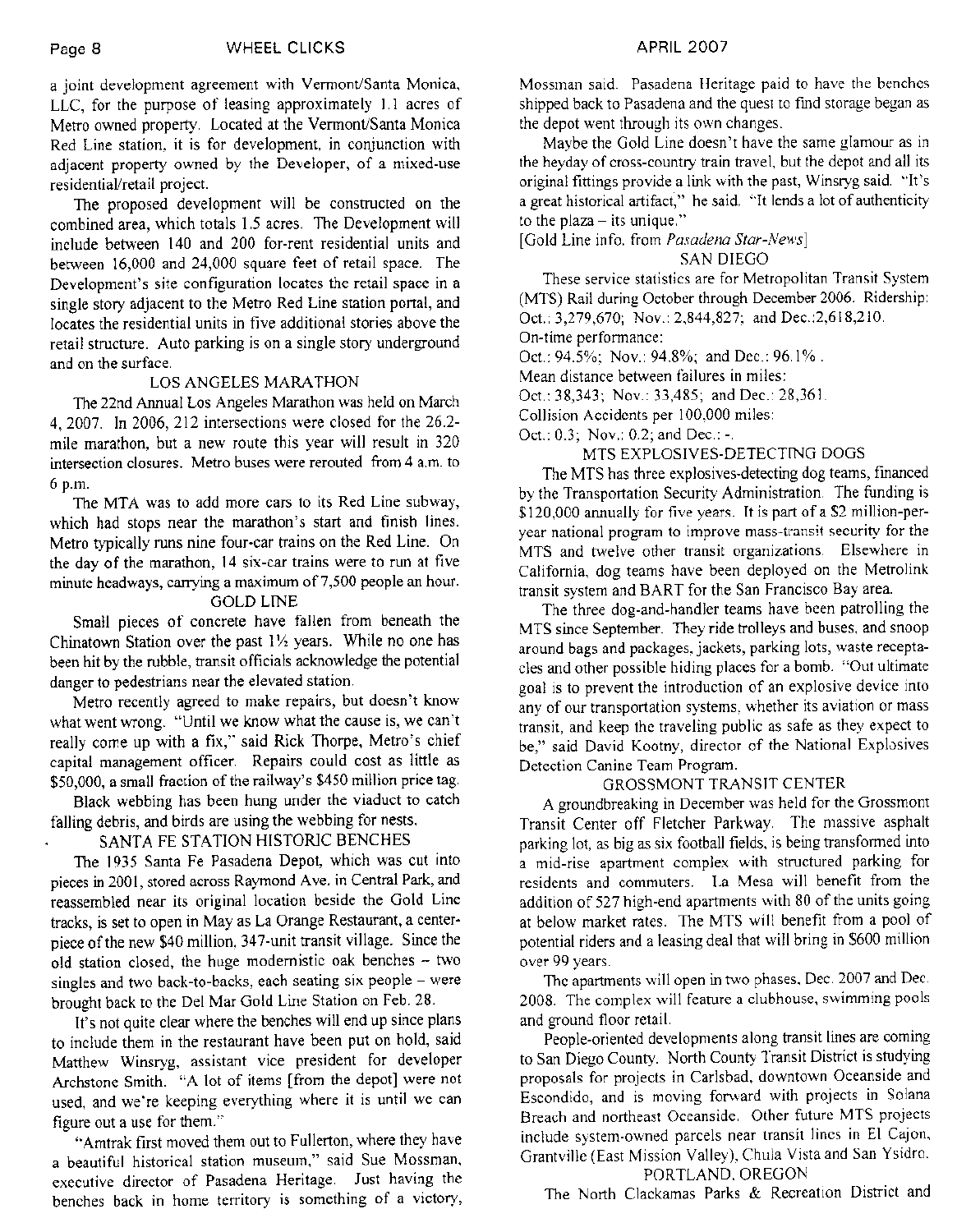a joint development agreement with Vermont/Santa Monica, LLC, for the purpose of leasing approximately 1.1 acres of Metro owned property. Located at the Vermont/Santa Monica Red Line station, it is for development, in conjunction with adjacent property owned by the Developer, of a mixed-use residential/retail project.

The proposed development will be constructed on the combined area, which totals 1.5 acres. The Development will include between 140 and 200 for-rent residential units and between 16,000 and 24,000 square feet of retail space. The Development's site configuration locates the retail space in a single story adjacent to the Metro Red Line station portal, and locates the residential units in five additional stories above the retail structure. Auto parking is on a single story underground and on the surface.

### LOS ANGELES MARATHON

The 22nd Annual Los Angeles Marathon was held on March 4, 2007. In 2006, 212 intersections were closed for the 26.2-mile marathon, but a new route this year will result in 320 intersection closures. Metro buses were rerouted from 4 a.m. to 6 p.m.

The MTA was to add more cars to its Red Line subway, which had stops near the marathon's start and finish lines. Metro typically runs nine four-car trains on the Red Line. On the day of the marathon, 14 six-car trains were to run at five minute headways, carrying a maximum of 7,500 people an hour.

### GOLD LINE

Small pieces of concrete have fallen from beneath the Chinatown Station over the past 1½ years. While no one has been hit by the rubble, transit officials acknowledge the potential danger to pedestrians near the elevated station.

Metro recently agreed to make repairs, but doesn't know what went wrong. "Until we know what the cause is, we can't really come up with a fix," said Rick Thorpe, Metro's chief capital management officer. Repairs could cost as little as $50,000, a small fraction of the railway's $450 million price tag.

Black webbing has been hung under the viaduct to catch falling debris, and birds are using the webbing for nests.

### SANTA FE STATION HISTORIC BENCHES

The 1935 Santa Fe Pasadena Depot, which was cut into pieces in 2001, stored across Raymond Ave. in Central Park, and reassembled near its original location beside the Gold Line tracks, is set to open in May as La Orange Restaurant, a centerpiece of the new $40 million, 347-unit transit village. Since the old station closed, the huge modernistic oak benches – two singles and two back-to-backs, each seating six people – were brought back to the Del Mar Gold Line Station on Feb. 28.

It's not quite clear where the benches will end up since plans to include them in the restaurant have been put on hold, said Matthew Winsryg, assistant vice president for developer Archstone Smith. "A lot of items [from the depot] were not used, and we're keeping everything where it is until we can figure out a use for them."

"Amtrak first moved them out to Fullerton, where they have a beautiful historical station museum," said Sue Mossman, executive director of Pasadena Heritage. Just having the benches back in home territory is something of a victory, Mossman said. Pasadena Heritage paid to have the benches shipped back to Pasadena and the quest to find storage began as the depot went through its own changes.

Maybe the Gold Line doesn't have the same glamour as in the heyday of cross-country train travel, but the depot and all its original fittings provide a link with the past, Winsryg said. "It's a great historical artifact," he said. "It lends a lot of authenticity to the plaza – its unique."

[Gold Line info. from *Pasadena Star-News*]

### SAN DIEGO

These service statistics are for Metropolitan Transit System (MTS) Rail during October through December 2006. Ridership: Oct.: 3,279,670; Nov.: 2,844,827; and Dec.:2,618,210.

On-time performance:

Oct.: 94.5%; Nov.: 94.8%; and Dec.: 96.1% .

Mean distance between failures in miles:

Oct.: 38,343; Nov.: 33,485; and Dec.: 28,361.

Collision Accidents per 100,000 miles:

Oct.: 0.3; Nov.: 0.2; and Dec.: -.

### MTS EXPLOSIVES-DETECTING DOGS

The MTS has three explosives-detecting dog teams, financed by the Transportation Security Administration. The funding is $120,000 annually for five years. It is part of a $2 million-per-year national program to improve mass-transit security for the MTS and twelve other transit organizations. Elsewhere in California, dog teams have been deployed on the Metrolink transit system and BART for the San Francisco Bay area.

The three dog-and-handler teams have been patrolling the MTS since September. They ride trolleys and buses, and snoop around bags and packages, jackets, parking lots, waste receptacles and other possible hiding places for a bomb. "Out ultimate goal is to prevent the introduction of an explosive device into any of our transportation systems, whether its aviation or mass transit, and keep the traveling public as safe as they expect to be," said David Kootny, director of the National Explosives Detection Canine Team Program.

### GROSSMONT TRANSIT CENTER

A groundbreaking in December was held for the Grossmont Transit Center off Fletcher Parkway. The massive asphalt parking lot, as big as six football fields, is being transformed into a mid-rise apartment complex with structured parking for residents and commuters. La Mesa will benefit from the addition of 527 high-end apartments with 80 of the units going at below market rates. The MTS will benefit from a pool of potential riders and a leasing deal that will bring in $600 million over 99 years.

The apartments will open in two phases, Dec. 2007 and Dec. 2008. The complex will feature a clubhouse, swimming pools and ground floor retail.

People-oriented developments along transit lines are coming to San Diego County. North County Transit District is studying proposals for projects in Carlsbad, downtown Oceanside and Escondido, and is moving forward with projects in Solana Breach and northeast Oceanside. Other future MTS projects include system-owned parcels near transit lines in El Cajon, Grantville (East Mission Valley), Chula Vista and San Ysidro.

### PORTLAND, OREGON

The North Clackamas Parks & Recreation District and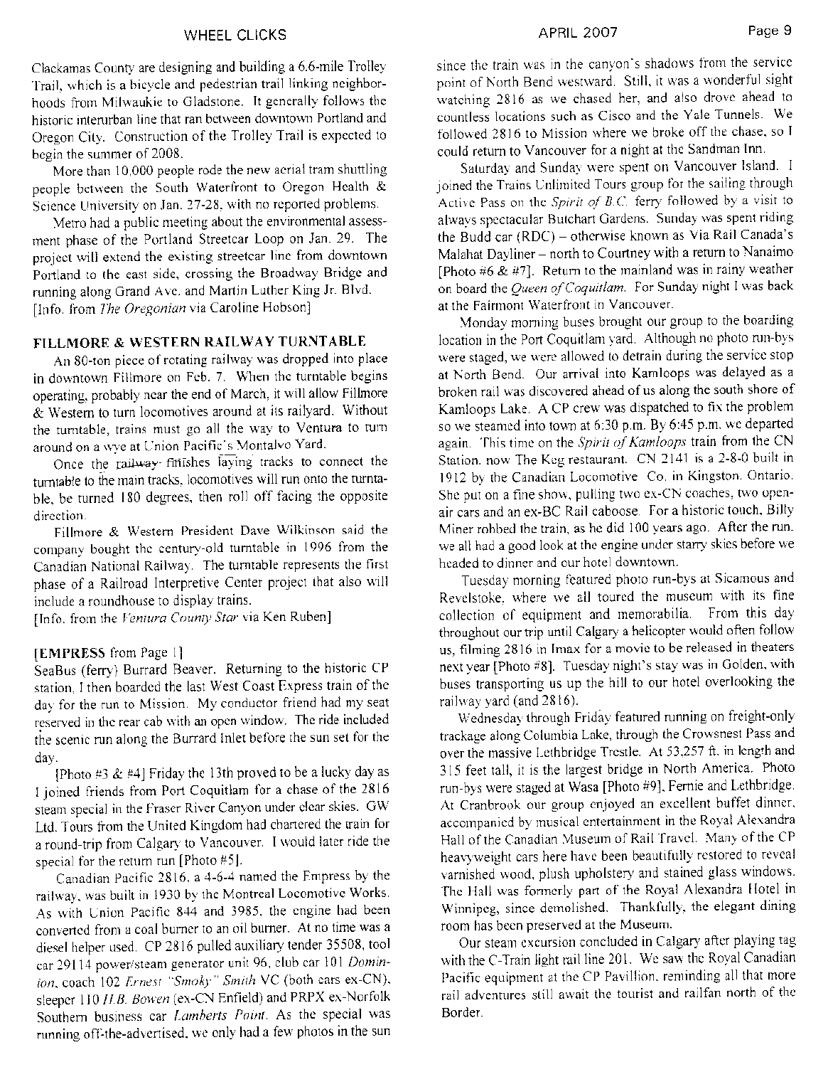Clackamas County are designing and building a 6.6-mile Trolley Trail, which is a bicycle and pedestrian trail linking neighborhoods from Milwaukie to Gladstone. It generally follows the historic interurban line that ran between downtown Portland and Oregon City. Construction of the Trolley Trail is expected to begin the summer of 2008.

More than 10,000 people rode the new aerial tram shuttling people between the South Waterfront to Oregon Health & Science University on Jan. 27-28, with no reported problems.

Metro had a public meeting about the environmental assessment phase of the Portland Streetcar Loop on Jan. 29. The project will extend the existing streetcar line from downtown Portland to the east side, crossing the Broadway Bridge and running along Grand Ave. and Martin Luther King Jr. Blvd. [Info. from *The Oregonian* via Caroline Hobson]

## FILLMORE & WESTERN RAILWAY TURNTABLE

An 80-ton piece of rotating railway was dropped into place in downtown Fillmore on Feb. 7. When the turntable begins operating, probably near the end of March, it will allow Fillmore & Western to turn locomotives around at its railyard. Without the turntable, trains must go all the way to Ventura to turn around on a wye at Union Pacific's Montalvo Yard.

Once the railway finishes laying tracks to connect the turntable to the main tracks, locomotives will run onto the turntable, be turned 180 degrees, then roll off facing the opposite direction.

Fillmore & Western President Dave Wilkinson said the company bought the century-old turntable in 1996 from the Canadian National Railway. The turntable represents the first phase of a Railroad Interpretive Center project that also will include a roundhouse to display trains.

[Info. from the *Ventura County Star* via Ken Ruben]

[**EMPRESS** from Page 1]

SeaBus (ferry) Burrard Beaver. Returning to the historic CP station, I then boarded the last West Coast Express train of the day for the run to Mission. My conductor friend had my seat reserved in the rear cab with an open window. The ride included the scenic run along the Burrard Inlet before the sun set for the day.

[Photo #3 & #4] Friday the 13th proved to be a lucky day as I joined friends from Port Coquitlam for a chase of the 2816 steam special in the Fraser River Canyon under clear skies. GW Ltd. Tours from the United Kingdom had chartered the train for a round-trip from Calgary to Vancouver. I would later ride the special for the return run [Photo #5].

Canadian Pacific 2816, a 4-6-4 named the Empress by the railway, was built in 1930 by the Montreal Locomotive Works. As with Union Pacific 844 and 3985, the engine had been converted from a coal burner to an oil burner. At no time was a diesel helper used. CP 2816 pulled auxiliary tender 35508, tool car 29114 power/steam generator unit 96, club car 101 *Dominion*, coach 102 *Ernest "Smoky" Smith* VC (both cars ex-CN), sleeper 110 *H.B. Bowen* (ex-CN Enfield) and PRPX ex-Norfolk Southern business car *Lamberts Point*. As the special was running off-the-advertised, we only had a few photos in the sun since the train was in the canyon's shadows from the service point of North Bend westward. Still, it was a wonderful sight watching 2816 as we chased her, and also drove ahead to countless locations such as Cisco and the Yale Tunnels. We followed 2816 to Mission where we broke off the chase, so I could return to Vancouver for a night at the Sandman Inn.

Saturday and Sunday were spent on Vancouver Island. I joined the Trains Unlimited Tours group for the sailing through Active Pass on the *Spirit of B.C.* ferry followed by a visit to always spectacular Butchart Gardens. Sunday was spent riding the Budd car (RDC) – otherwise known as Via Rail Canada's Malahat Dayliner – north to Courtney with a return to Nanaimo [Photo #6 & #7]. Return to the mainland was in rainy weather on board the *Queen of Coquitlam*. For Sunday night I was back at the Fairmont Waterfront in Vancouver.

Monday morning buses brought our group to the boarding location in the Port Coquitlam yard. Although no photo run-bys were staged, we were allowed to detrain during the service stop at North Bend. Our arrival into Kamloops was delayed as a broken rail was discovered ahead of us along the south shore of Kamloops Lake. A CP crew was dispatched to fix the problem so we steamed into town at 6:30 p.m. By 6:45 p.m. we departed again. This time on the *Spirit of Kamloops* train from the CN Station, now The Keg restaurant. CN 2141 is a 2-8-0 built in 1912 by the Canadian Locomotive Co. in Kingston, Ontario. She put on a fine show, pulling two ex-CN coaches, two open-air cars and an ex-BC Rail caboose. For a historic touch, Billy Miner robbed the train, as he did 100 years ago. After the run, we all had a good look at the engine under starry skies before we headed to dinner and our hotel downtown.

Tuesday morning featured photo run-bys at Sicamous and Revelstoke, where we all toured the museum with its fine collection of equipment and memorabilia. From this day throughout our trip until Calgary a helicopter would often follow us, filming 2816 in Imax for a movie to be released in theaters next year [Photo #8]. Tuesday night's stay was in Golden, with buses transporting us up the hill to our hotel overlooking the railway yard (and 2816).

Wednesday through Friday featured running on freight-only trackage along Columbia Lake, through the Crowsnest Pass and over the massive Lethbridge Trestle. At 53,257 ft. in length and 315 feet tall, it is the largest bridge in North America. Photo run-bys were staged at Wasa [Photo #9], Fernie and Lethbridge. At Cranbrook our group enjoyed an excellent buffet dinner, accompanied by musical entertainment in the Royal Alexandra Hall of the Canadian Museum of Rail Travel. Many of the CP heavyweight cars here have been beautifully restored to reveal varnished wood, plush upholstery and stained glass windows. The Hall was formerly part of the Royal Alexandra Hotel in Winnipeg, since demolished. Thankfully, the elegant dining room has been preserved at the Museum.

Our steam excursion concluded in Calgary after playing tag with the C-Train light rail line 201. We saw the Royal Canadian Pacific equipment at the CP Pavillion, reminding all that more rail adventures still await the tourist and railfan north of the Border.